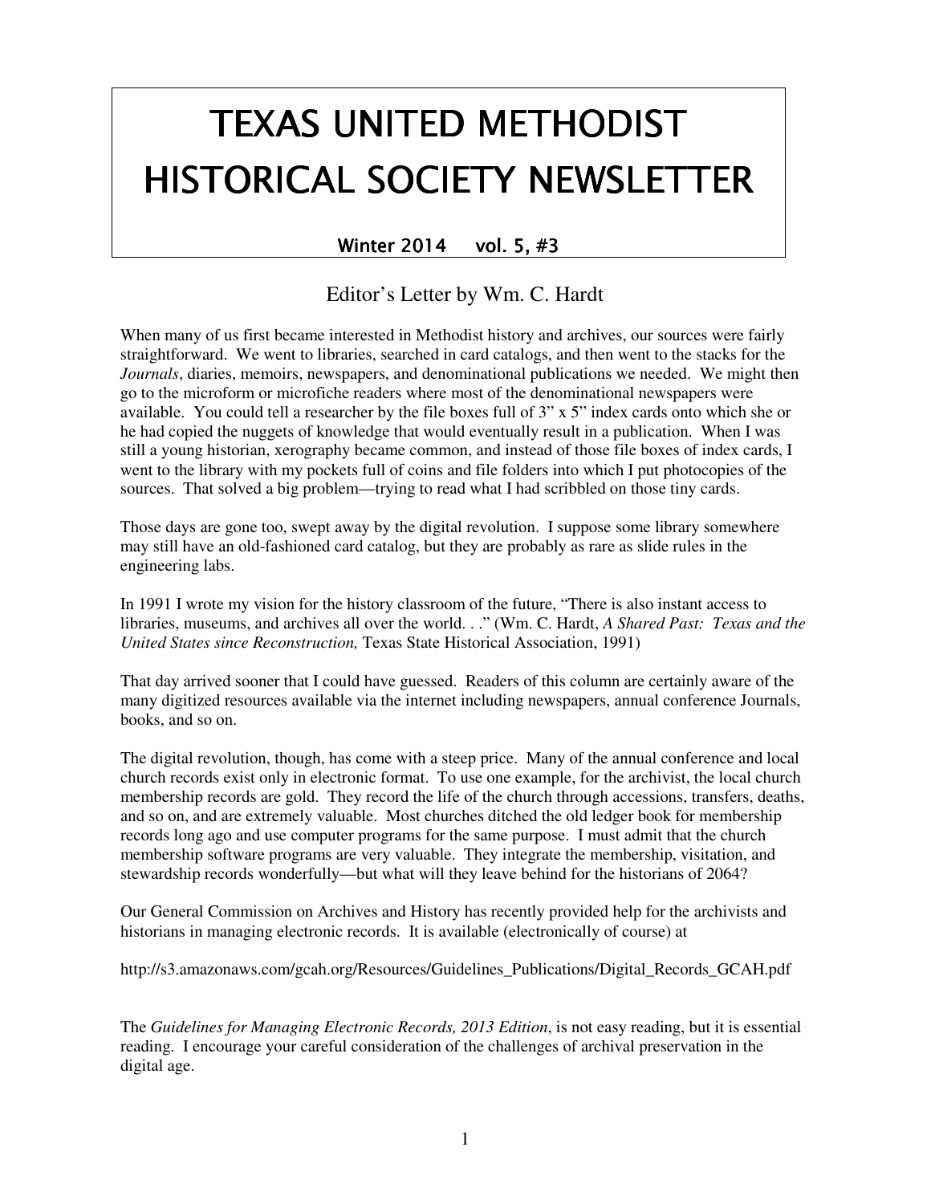# TEXAS UNITED METHODIST HISTORICAL SOCIETY NEWSLETTER

**Winter 2014 vol. 5, #3**

## Editor's Letter by Wm. C. Hardt

When many of us first became interested in Methodist history and archives, our sources were fairly straightforward. We went to libraries, searched in card catalogs, and then went to the stacks for the *Journals*, diaries, memoirs, newspapers, and denominational publications we needed. We might then go to the microform or microfiche readers where most of the denominational newspapers were available. You could tell a researcher by the file boxes full of 3" x 5" index cards onto which she or he had copied the nuggets of knowledge that would eventually result in a publication. When I was still a young historian, xerography became common, and instead of those file boxes of index cards, I went to the library with my pockets full of coins and file folders into which I put photocopies of the sources. That solved a big problem—trying to read what I had scribbled on those tiny cards.

Those days are gone too, swept away by the digital revolution. I suppose some library somewhere may still have an old-fashioned card catalog, but they are probably as rare as slide rules in the engineering labs.

In 1991 I wrote my vision for the history classroom of the future, "There is also instant access to libraries, museums, and archives all over the world. . ." (Wm. C. Hardt, *A Shared Past: Texas and the United States since Reconstruction,* Texas State Historical Association, 1991)

That day arrived sooner that I could have guessed. Readers of this column are certainly aware of the many digitized resources available via the internet including newspapers, annual conference Journals, books, and so on.

The digital revolution, though, has come with a steep price. Many of the annual conference and local church records exist only in electronic format. To use one example, for the archivist, the local church membership records are gold. They record the life of the church through accessions, transfers, deaths, and so on, and are extremely valuable. Most churches ditched the old ledger book for membership records long ago and use computer programs for the same purpose. I must admit that the church membership software programs are very valuable. They integrate the membership, visitation, and stewardship records wonderfully—but what will they leave behind for the historians of 2064?

Our General Commission on Archives and History has recently provided help for the archivists and historians in managing electronic records. It is available (electronically of course) at

http://s3.amazonaws.com/gcah.org/Resources/Guidelines_Publications/Digital_Records_GCAH.pdf

The *Guidelines for Managing Electronic Records, 2013 Edition*, is not easy reading, but it is essential reading. I encourage your careful consideration of the challenges of archival preservation in the digital age.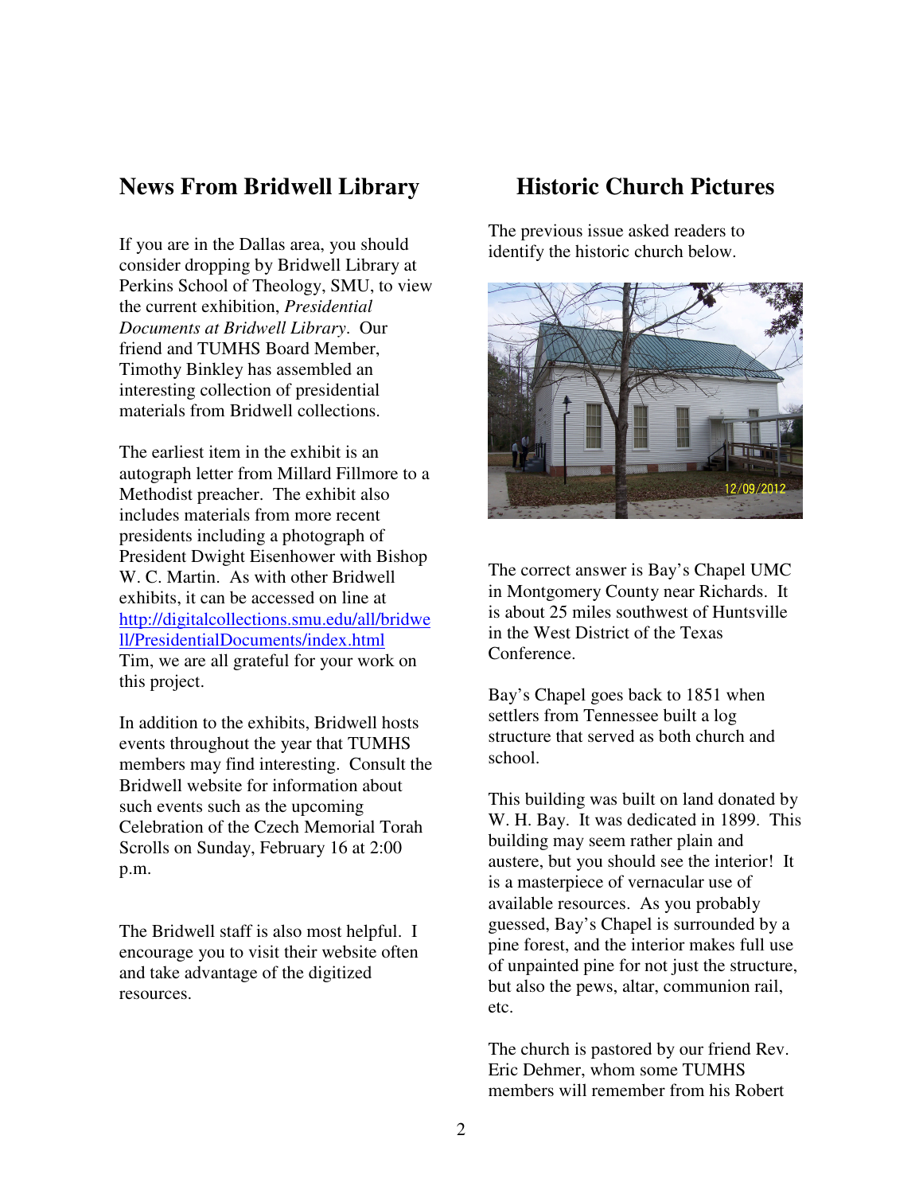## News From Bridwell Library

If you are in the Dallas area, you should consider dropping by Bridwell Library at Perkins School of Theology, SMU, to view the current exhibition, *Presidential Documents at Bridwell Library*. Our friend and TUMHS Board Member, Timothy Binkley has assembled an interesting collection of presidential materials from Bridwell collections.

The earliest item in the exhibit is an autograph letter from Millard Fillmore to a Methodist preacher. The exhibit also includes materials from more recent presidents including a photograph of President Dwight Eisenhower with Bishop W. C. Martin. As with other Bridwell exhibits, it can be accessed on line at [http://digitalcollections.smu.edu/all/bridwell/PresidentialDocuments/index.html](http://digitalcollections.smu.edu/all/bridwell/PresidentialDocuments/index.html) Tim, we are all grateful for your work on this project.

In addition to the exhibits, Bridwell hosts events throughout the year that TUMHS members may find interesting. Consult the Bridwell website for information about such events such as the upcoming Celebration of the Czech Memorial Torah Scrolls on Sunday, February 16 at 2:00 p.m.

The Bridwell staff is also most helpful. I encourage you to visit their website often and take advantage of the digitized resources.

## Historic Church Pictures

The previous issue asked readers to identify the historic church below.

The correct answer is Bay's Chapel UMC in Montgomery County near Richards. It is about 25 miles southwest of Huntsville in the West District of the Texas Conference.

Bay's Chapel goes back to 1851 when settlers from Tennessee built a log structure that served as both church and school.

This building was built on land donated by W. H. Bay. It was dedicated in 1899. This building may seem rather plain and austere, but you should see the interior! It is a masterpiece of vernacular use of available resources. As you probably guessed, Bay's Chapel is surrounded by a pine forest, and the interior makes full use of unpainted pine for not just the structure, but also the pews, altar, communion rail, etc.

The church is pastored by our friend Rev. Eric Dehmer, whom some TUMHS members will remember from his Robert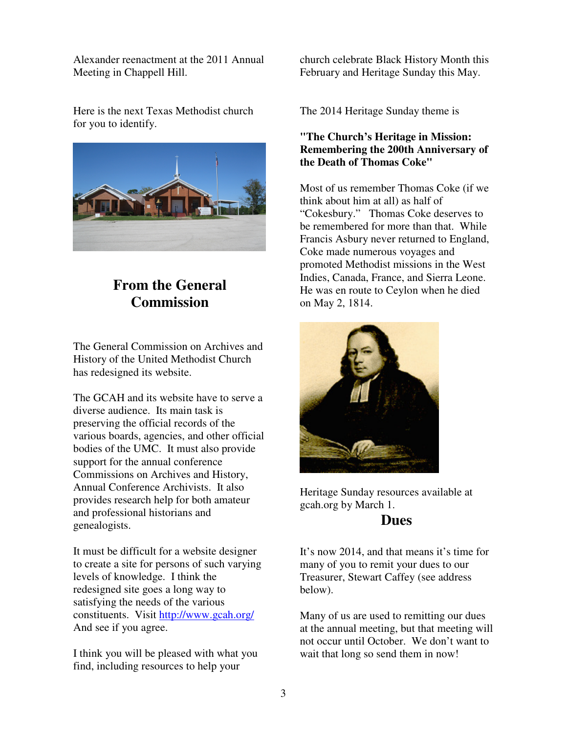Alexander reenactment at the 2011 Annual Meeting in Chappell Hill.

Here is the next Texas Methodist church for you to identify.

## From the General Commission

The General Commission on Archives and History of the United Methodist Church has redesigned its website.

The GCAH and its website have to serve a diverse audience. Its main task is preserving the official records of the various boards, agencies, and other official bodies of the UMC. It must also provide support for the annual conference Commissions on Archives and History, Annual Conference Archivists. It also provides research help for both amateur and professional historians and genealogists.

It must be difficult for a website designer to create a site for persons of such varying levels of knowledge. I think the redesigned site goes a long way to satisfying the needs of the various constituents. Visit http://www.gcah.org/ And see if you agree.

I think you will be pleased with what you find, including resources to help your church celebrate Black History Month this February and Heritage Sunday this May.

The 2014 Heritage Sunday theme is

**"The Church's Heritage in Mission: Remembering the 200th Anniversary of the Death of Thomas Coke"**

Most of us remember Thomas Coke (if we think about him at all) as half of "Cokesbury." Thomas Coke deserves to be remembered for more than that. While Francis Asbury never returned to England, Coke made numerous voyages and promoted Methodist missions in the West Indies, Canada, France, and Sierra Leone. He was en route to Ceylon when he died on May 2, 1814.

Heritage Sunday resources available at gcah.org by March 1.

## Dues

It's now 2014, and that means it's time for many of you to remit your dues to our Treasurer, Stewart Caffey (see address below).

Many of us are used to remitting our dues at the annual meeting, but that meeting will not occur until October. We don't want to wait that long so send them in now!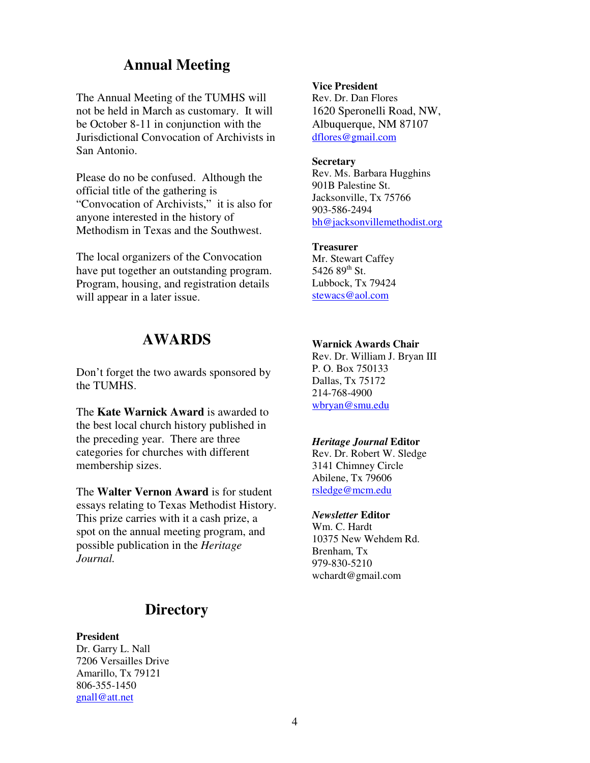## Annual Meeting

The Annual Meeting of the TUMHS will not be held in March as customary. It will be October 8-11 in conjunction with the Jurisdictional Convocation of Archivists in San Antonio.

Please do no be confused. Although the official title of the gathering is "Convocation of Archivists," it is also for anyone interested in the history of Methodism in Texas and the Southwest.

The local organizers of the Convocation have put together an outstanding program. Program, housing, and registration details will appear in a later issue.

## AWARDS

Don't forget the two awards sponsored by the TUMHS.

The **Kate Warnick Award** is awarded to the best local church history published in the preceding year. There are three categories for churches with different membership sizes.

The **Walter Vernon Award** is for student essays relating to Texas Methodist History. This prize carries with it a cash prize, a spot on the annual meeting program, and possible publication in the *Heritage Journal.*

## Directory

**President**
Dr. Garry L. Nall
7206 Versailles Drive
Amarillo, Tx 79121
806-355-1450
gnall@att.net

**Vice President**
Rev. Dr. Dan Flores
1620 Speronelli Road, NW,
Albuquerque, NM 87107
dflores@gmail.com

**Secretary**
Rev. Ms. Barbara Hugghins
901B Palestine St.
Jacksonville, Tx 75766
903-586-2494
bh@jacksonvillemethodist.org

**Treasurer**
Mr. Stewart Caffey
5426 89th St.
Lubbock, Tx 79424
stewacs@aol.com

**Warnick Awards Chair**
Rev. Dr. William J. Bryan III
P. O. Box 750133
Dallas, Tx 75172
214-768-4900
wbryan@smu.edu

***Heritage Journal* Editor**
Rev. Dr. Robert W. Sledge
3141 Chimney Circle
Abilene, Tx 79606
rsledge@mcm.edu

***Newsletter* Editor**
Wm. C. Hardt
10375 New Wehdem Rd.
Brenham, Tx
979-830-5210
wchardt@gmail.com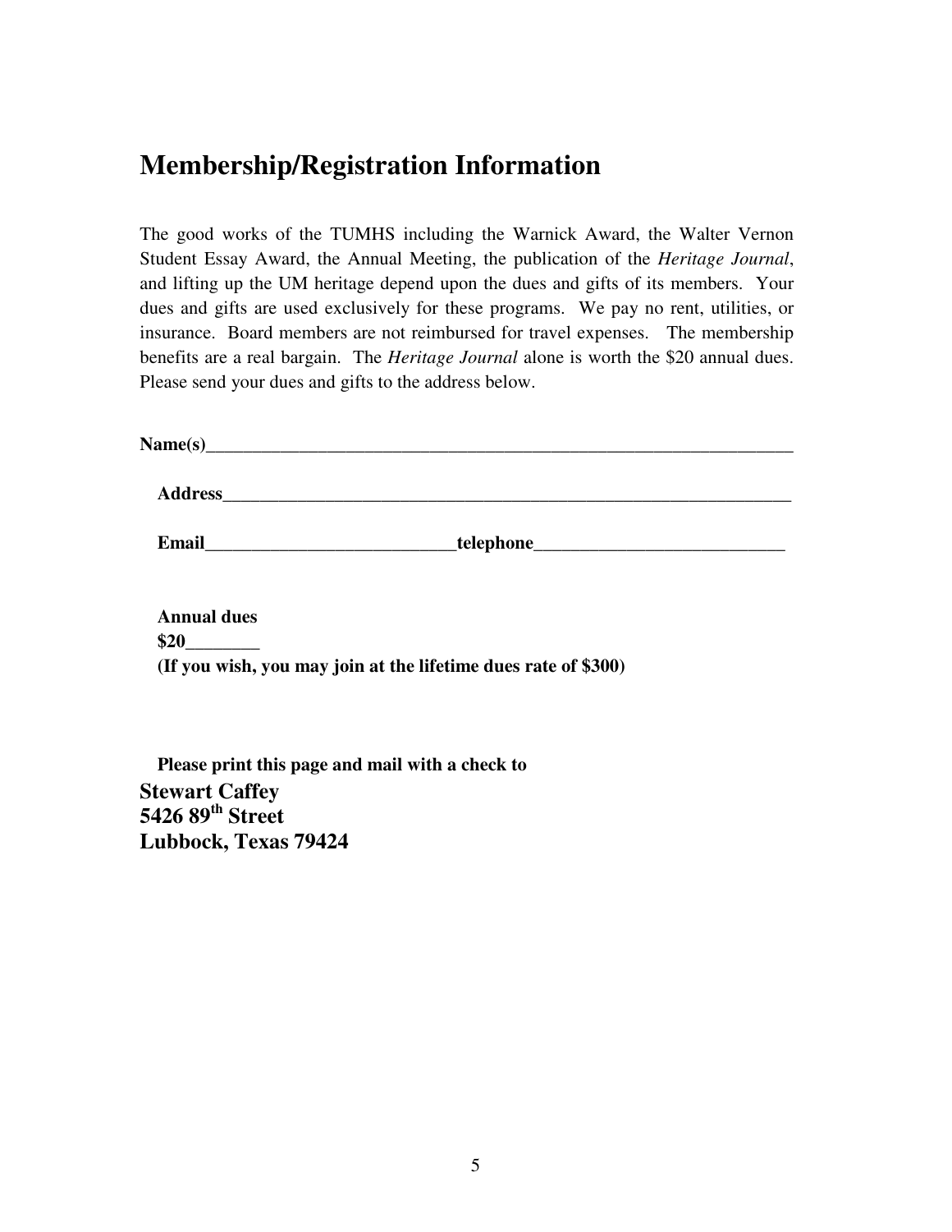## Membership/Registration Information

The good works of the TUMHS including the Warnick Award, the Walter Vernon Student Essay Award, the Annual Meeting, the publication of the *Heritage Journal*, and lifting up the UM heritage depend upon the dues and gifts of its members. Your dues and gifts are used exclusively for these programs. We pay no rent, utilities, or insurance. Board members are not reimbursed for travel expenses. The membership benefits are a real bargain. The *Heritage Journal* alone is worth the $20 annual dues. Please send your dues and gifts to the address below.

**Name(s)**___________________________________________________________________

**Address**_______________________________________________________________

**Email**___________________________**telephone**___________________________

**Annual dues**
**$20**________
**(If you wish, you may join at the lifetime dues rate of $300)**

**Please print this page and mail with a check to**
**Stewart Caffey**
**5426 89th Street**
**Lubbock, Texas 79424**